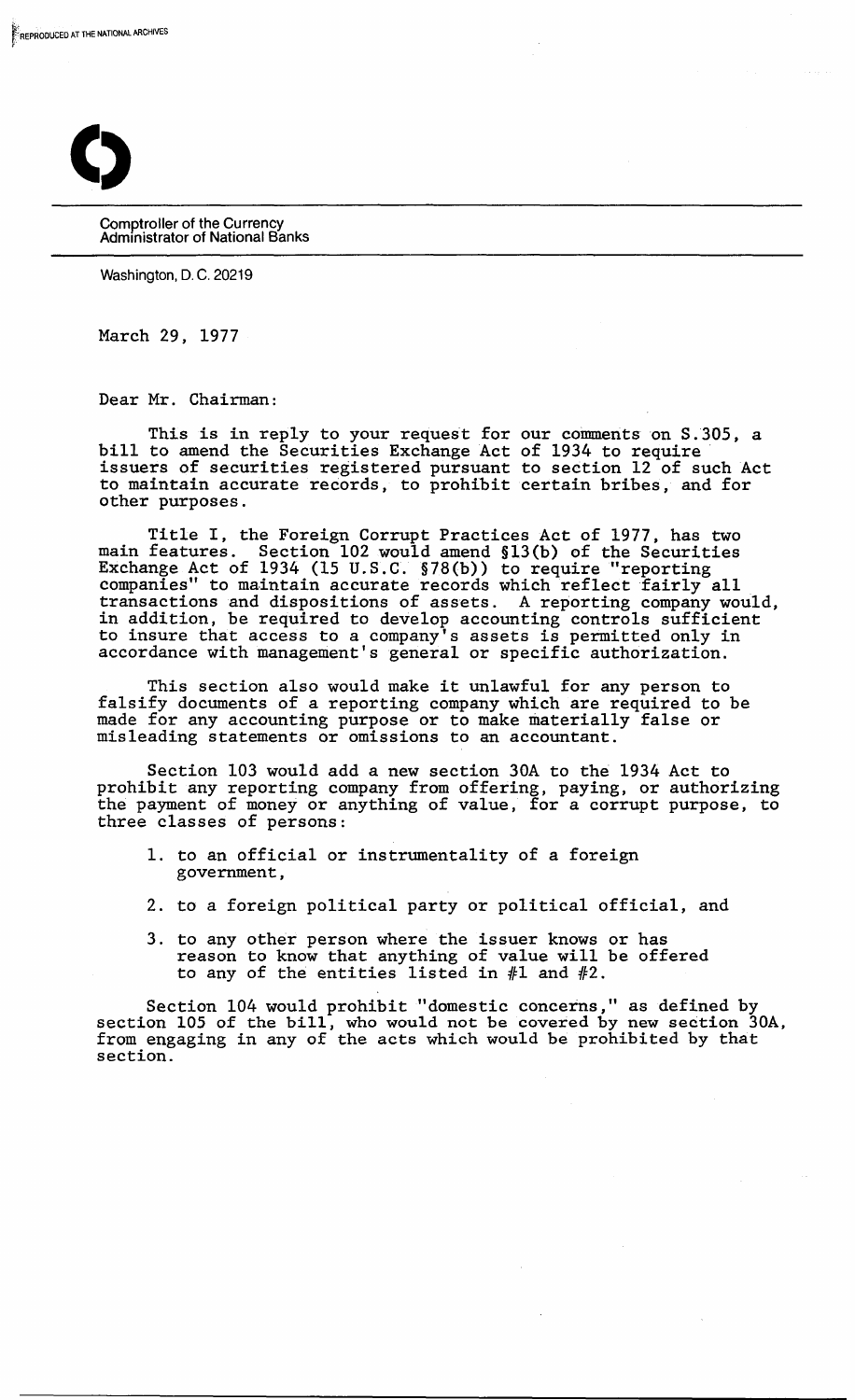Comptroller of the Currency
Administrator of National Banks

Washington, D. C. 20219

March 29, 1977

Dear Mr. Chairman:

This is in reply to your request for our comments on S.305, a bill to amend the Securities Exchange Act of 1934 to require issuers of securities registered pursuant to section 12 of such Act to maintain accurate records, to prohibit certain bribes, and for other purposes.

Title I, the Foreign Corrupt Practices Act of 1977, has two main features. Section 102 would amend §13(b) of the Securities Exchange Act of 1934 (15 U.S.C. §78(b)) to require "reporting companies" to maintain accurate records which reflect fairly all transactions and dispositions of assets. A reporting company would, in addition, be required to develop accounting controls sufficient to insure that access to a company's assets is permitted only in accordance with management's general or specific authorization.

This section also would make it unlawful for any person to falsify documents of a reporting company which are required to be made for any accounting purpose or to make materially false or misleading statements or omissions to an accountant.

Section 103 would add a new section 30A to the 1934 Act to prohibit any reporting company from offering, paying, or authorizing the payment of money or anything of value, for a corrupt purpose, to three classes of persons:

1. to an official or instrumentality of a foreign government,
2. to a foreign political party or political official, and
3. to any other person where the issuer knows or has reason to know that anything of value will be offered to any of the entities listed in #1 and #2.

Section 104 would prohibit "domestic concerns," as defined by section 105 of the bill, who would not be covered by new section 30A, from engaging in any of the acts which would be prohibited by that section.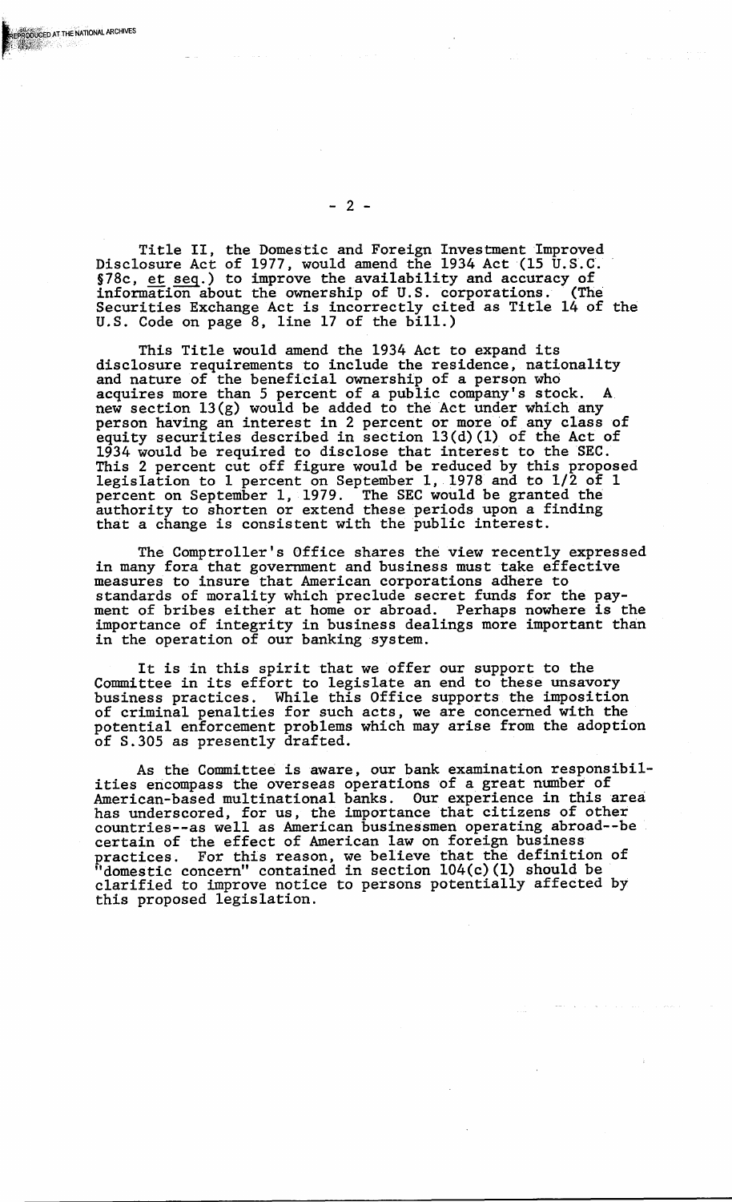Title II, the Domestic and Foreign Investment Improved Disclosure Act of 1977, would amend the 1934 Act (15 U.S.C. §78c, *et seq.*) to improve the availability and accuracy of information about the ownership of U.S. corporations. (The Securities Exchange Act is incorrectly cited as Title 14 of the U.S. Code on page 8, line 17 of the bill.)

This Title would amend the 1934 Act to expand its disclosure requirements to include the residence, nationality and nature of the beneficial ownership of a person who acquires more than 5 percent of a public company's stock. A new section 13(g) would be added to the Act under which any person having an interest in 2 percent or more of any class of equity securities described in section 13(d)(1) of the Act of 1934 would be required to disclose that interest to the SEC. This 2 percent cut off figure would be reduced by this proposed legislation to 1 percent on September 1, 1978 and to 1/2 of 1 percent on September 1, 1979. The SEC would be granted the authority to shorten or extend these periods upon a finding that a change is consistent with the public interest.

The Comptroller's Office shares the view recently expressed in many fora that government and business must take effective measures to insure that American corporations adhere to standards of morality which preclude secret funds for the payment of bribes either at home or abroad. Perhaps nowhere is the importance of integrity in business dealings more important than in the operation of our banking system.

It is in this spirit that we offer our support to the Committee in its effort to legislate an end to these unsavory business practices. While this Office supports the imposition of criminal penalties for such acts, we are concerned with the potential enforcement problems which may arise from the adoption of S.305 as presently drafted.

As the Committee is aware, our bank examination responsibilities encompass the overseas operations of a great number of American-based multinational banks. Our experience in this area has underscored, for us, the importance that citizens of other countries--as well as American businessmen operating abroad--be certain of the effect of American law on foreign business practices. For this reason, we believe that the definition of "domestic concern" contained in section 104(c)(1) should be clarified to improve notice to persons potentially affected by this proposed legislation.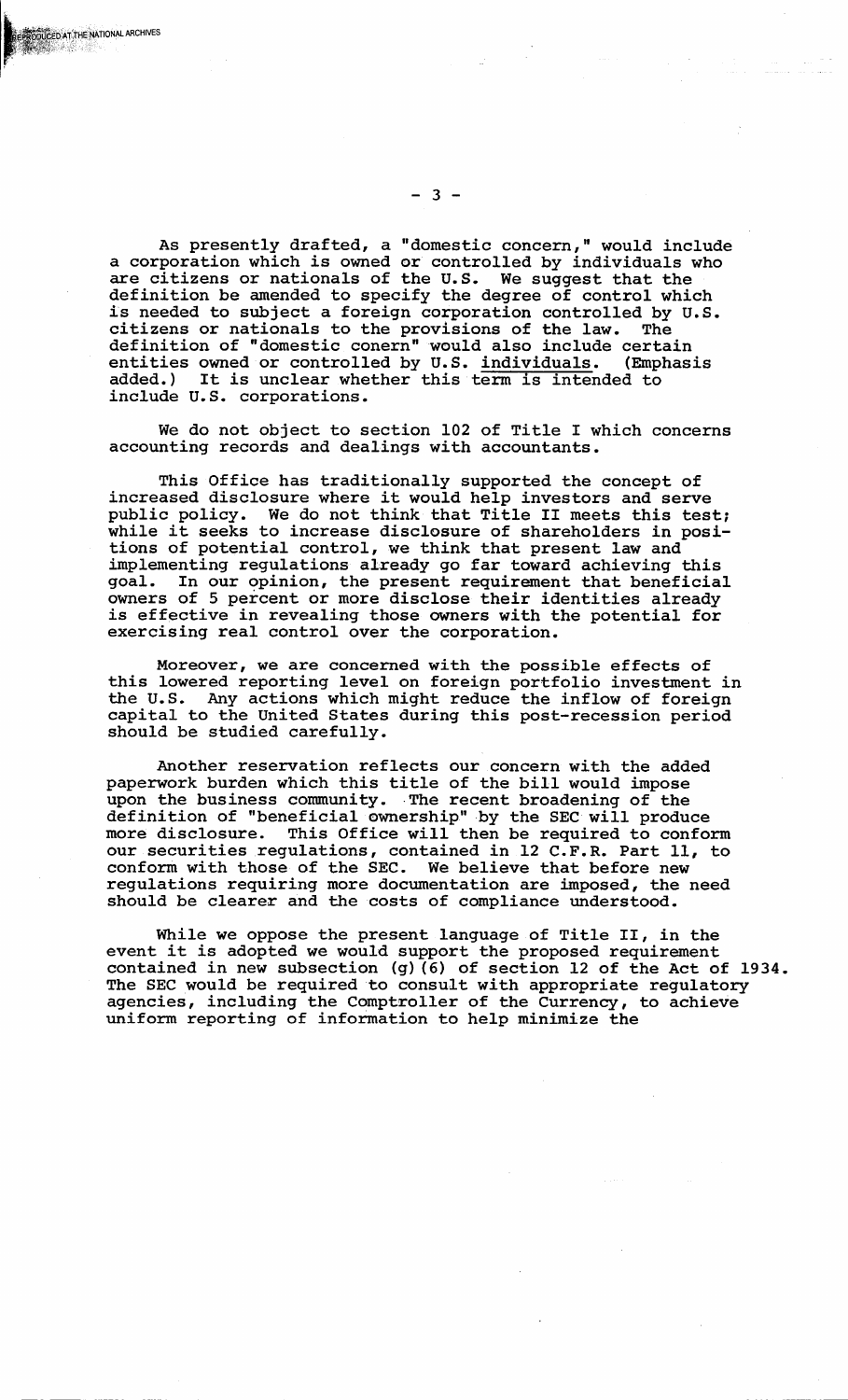As presently drafted, a "domestic concern," would include a corporation which is owned or controlled by individuals who are citizens or nationals of the U.S. We suggest that the definition be amended to specify the degree of control which is needed to subject a foreign corporation controlled by U.S. citizens or nationals to the provisions of the law. The definition of "domestic conern" would also include certain entities owned or controlled by U.S. <u>individuals</u>. (Emphasis added.) It is unclear whether this term is intended to include U.S. corporations.

We do not object to section 102 of Title I which concerns accounting records and dealings with accountants.

This Office has traditionally supported the concept of increased disclosure where it would help investors and serve public policy. We do not think that Title II meets this test; while it seeks to increase disclosure of shareholders in positions of potential control, we think that present law and implementing regulations already go far toward achieving this goal. In our opinion, the present requirement that beneficial owners of 5 percent or more disclose their identities already is effective in revealing those owners with the potential for exercising real control over the corporation.

Moreover, we are concerned with the possible effects of this lowered reporting level on foreign portfolio investment in the U.S. Any actions which might reduce the inflow of foreign capital to the United States during this post-recession period should be studied carefully.

Another reservation reflects our concern with the added paperwork burden which this title of the bill would impose upon the business community. The recent broadening of the definition of "beneficial ownership" by the SEC will produce more disclosure. This Office will then be required to conform our securities regulations, contained in 12 C.F.R. Part 11, to conform with those of the SEC. We believe that before new regulations requiring more documentation are imposed, the need should be clearer and the costs of compliance understood.

While we oppose the present language of Title II, in the event it is adopted we would support the proposed requirement contained in new subsection (g)(6) of section 12 of the Act of 1934. The SEC would be required to consult with appropriate regulatory agencies, including the Comptroller of the Currency, to achieve uniform reporting of information to help minimize the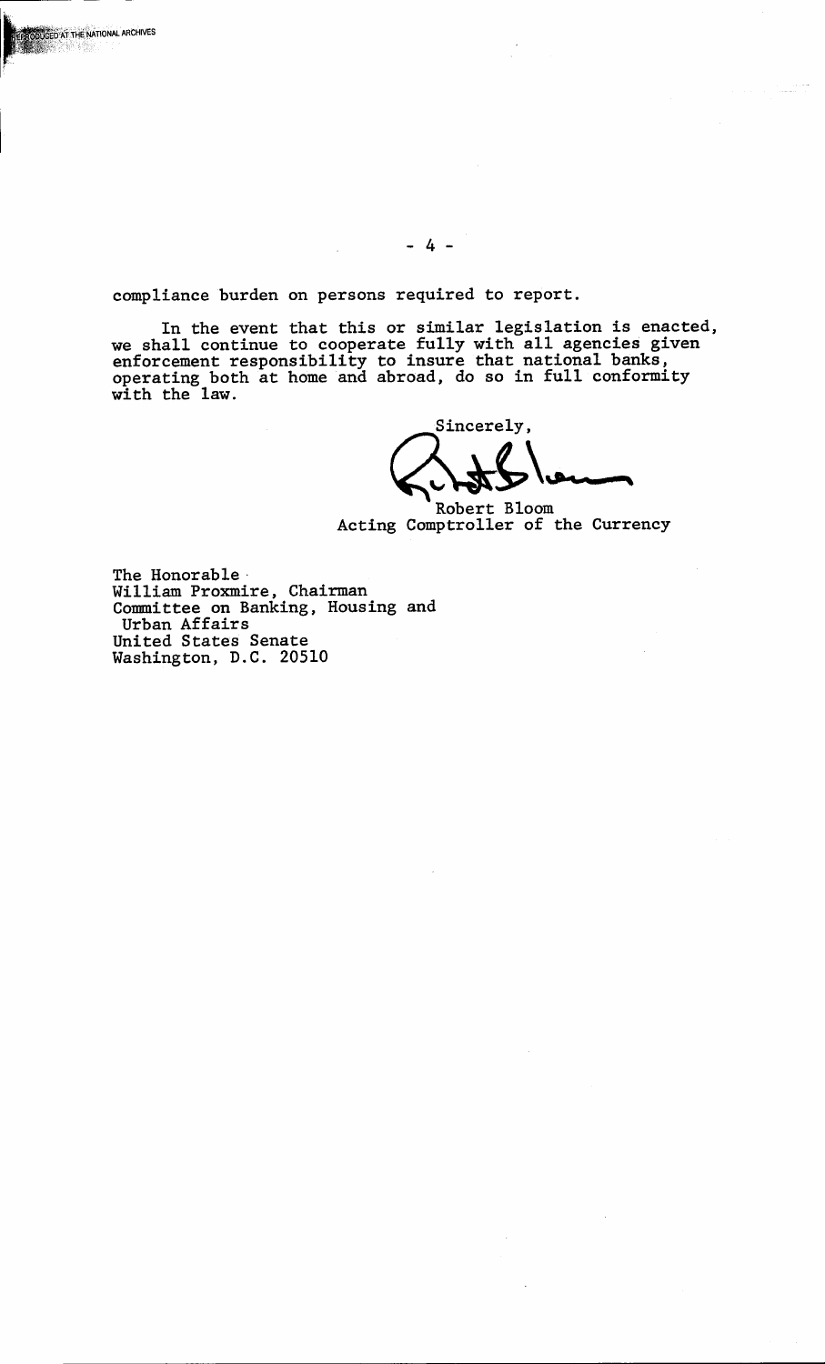compliance burden on persons required to report.

In the event that this or similar legislation is enacted, we shall continue to cooperate fully with all agencies given enforcement responsibility to insure that national banks, operating both at home and abroad, do so in full conformity with the law.

Sincerely,

Robert Bloom
Acting Comptroller of the Currency

The Honorable
William Proxmire, Chairman
Committee on Banking, Housing and Urban Affairs
United States Senate
Washington, D.C. 20510